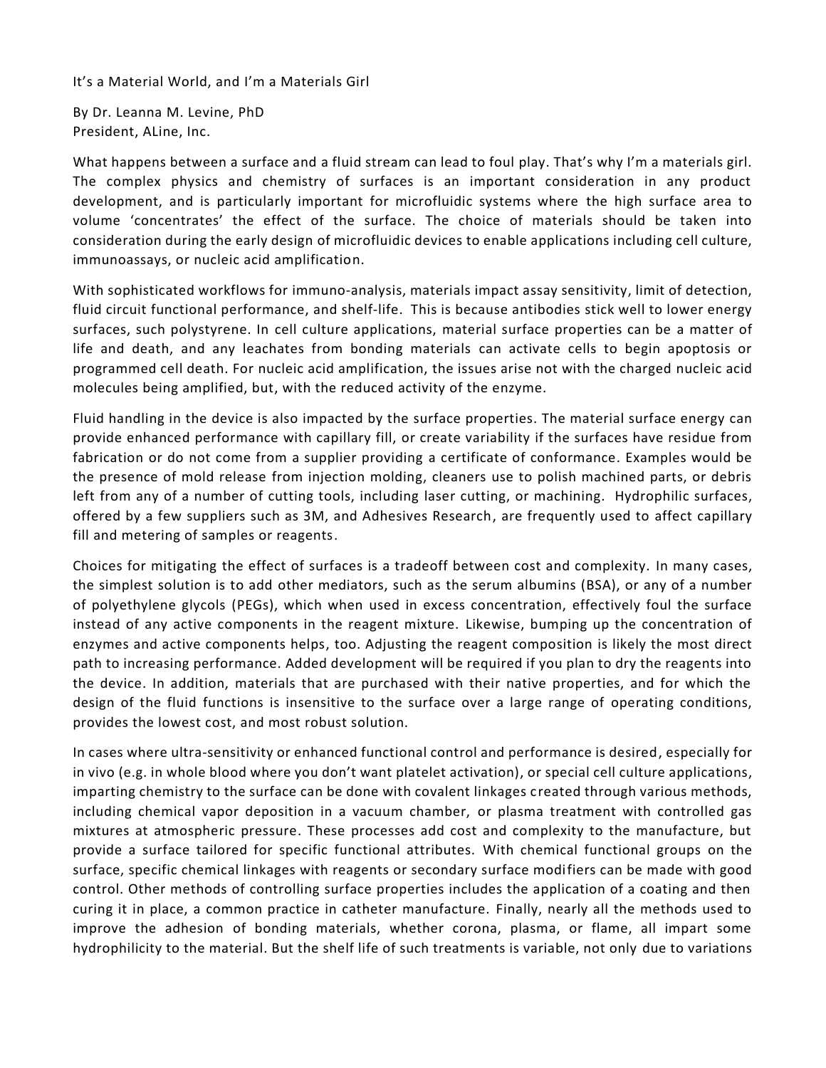# It's a Material World, and I'm a Materials Girl

By Dr. Leanna M. Levine, PhD
President, ALine, Inc.

What happens between a surface and a fluid stream can lead to foul play. That's why I'm a materials girl. The complex physics and chemistry of surfaces is an important consideration in any product development, and is particularly important for microfluidic systems where the high surface area to volume 'concentrates' the effect of the surface. The choice of materials should be taken into consideration during the early design of microfluidic devices to enable applications including cell culture, immunoassays, or nucleic acid amplification.

With sophisticated workflows for immuno-analysis, materials impact assay sensitivity, limit of detection, fluid circuit functional performance, and shelf-life. This is because antibodies stick well to lower energy surfaces, such polystyrene. In cell culture applications, material surface properties can be a matter of life and death, and any leachates from bonding materials can activate cells to begin apoptosis or programmed cell death. For nucleic acid amplification, the issues arise not with the charged nucleic acid molecules being amplified, but, with the reduced activity of the enzyme.

Fluid handling in the device is also impacted by the surface properties. The material surface energy can provide enhanced performance with capillary fill, or create variability if the surfaces have residue from fabrication or do not come from a supplier providing a certificate of conformance. Examples would be the presence of mold release from injection molding, cleaners use to polish machined parts, or debris left from any of a number of cutting tools, including laser cutting, or machining. Hydrophilic surfaces, offered by a few suppliers such as 3M, and Adhesives Research, are frequently used to affect capillary fill and metering of samples or reagents.

Choices for mitigating the effect of surfaces is a tradeoff between cost and complexity. In many cases, the simplest solution is to add other mediators, such as the serum albumins (BSA), or any of a number of polyethylene glycols (PEGs), which when used in excess concentration, effectively foul the surface instead of any active components in the reagent mixture. Likewise, bumping up the concentration of enzymes and active components helps, too. Adjusting the reagent composition is likely the most direct path to increasing performance. Added development will be required if you plan to dry the reagents into the device. In addition, materials that are purchased with their native properties, and for which the design of the fluid functions is insensitive to the surface over a large range of operating conditions, provides the lowest cost, and most robust solution.

In cases where ultra-sensitivity or enhanced functional control and performance is desired, especially for in vivo (e.g. in whole blood where you don't want platelet activation), or special cell culture applications, imparting chemistry to the surface can be done with covalent linkages created through various methods, including chemical vapor deposition in a vacuum chamber, or plasma treatment with controlled gas mixtures at atmospheric pressure. These processes add cost and complexity to the manufacture, but provide a surface tailored for specific functional attributes. With chemical functional groups on the surface, specific chemical linkages with reagents or secondary surface modifiers can be made with good control. Other methods of controlling surface properties includes the application of a coating and then curing it in place, a common practice in catheter manufacture. Finally, nearly all the methods used to improve the adhesion of bonding materials, whether corona, plasma, or flame, all impart some hydrophilicity to the material. But the shelf life of such treatments is variable, not only due to variations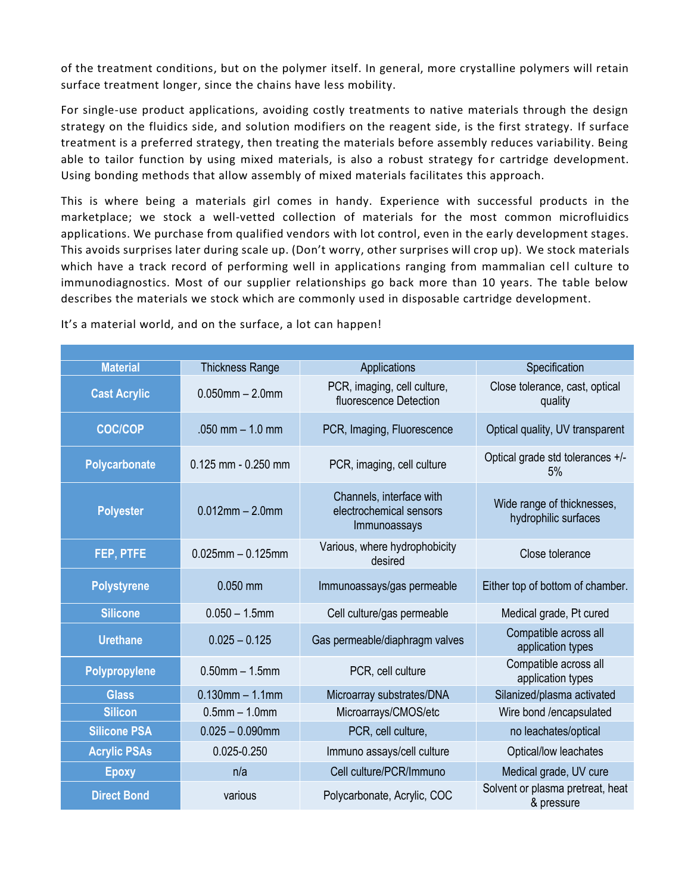of the treatment conditions, but on the polymer itself. In general, more crystalline polymers will retain surface treatment longer, since the chains have less mobility.

For single-use product applications, avoiding costly treatments to native materials through the design strategy on the fluidics side, and solution modifiers on the reagent side, is the first strategy. If surface treatment is a preferred strategy, then treating the materials before assembly reduces variability. Being able to tailor function by using mixed materials, is also a robust strategy for cartridge development. Using bonding methods that allow assembly of mixed materials facilitates this approach.

This is where being a materials girl comes in handy. Experience with successful products in the marketplace; we stock a well-vetted collection of materials for the most common microfluidics applications. We purchase from qualified vendors with lot control, even in the early development stages. This avoids surprises later during scale up. (Don't worry, other surprises will crop up). We stock materials which have a track record of performing well in applications ranging from mammalian cell culture to immunodiagnostics. Most of our supplier relationships go back more than 10 years. The table below describes the materials we stock which are commonly used in disposable cartridge development.

It's a material world, and on the surface, a lot can happen!

| Material | Thickness Range | Applications | Specification |
|---|---|---|---|
| **Cast Acrylic** | 0.050mm – 2.0mm | PCR, imaging, cell culture, fluorescence Detection | Close tolerance, cast, optical quality |
| **COC/COP** | .050 mm – 1.0 mm | PCR, Imaging, Fluorescence | Optical quality, UV transparent |
| **Polycarbonate** | 0.125 mm - 0.250 mm | PCR, imaging, cell culture | Optical grade std tolerances +/- 5% |
| **Polyester** | 0.012mm – 2.0mm | Channels, interface with electrochemical sensors Immunoassays | Wide range of thicknesses, hydrophilic surfaces |
| **FEP, PTFE** | 0.025mm – 0.125mm | Various, where hydrophobicity desired | Close tolerance |
| **Polystyrene** | 0.050 mm | Immunoassays/gas permeable | Either top of bottom of chamber. |
| **Silicone** | 0.050 – 1.5mm | Cell culture/gas permeable | Medical grade, Pt cured |
| **Urethane** | 0.025 – 0.125 | Gas permeable/diaphragm valves | Compatible across all application types |
| **Polypropylene** | 0.50mm – 1.5mm | PCR, cell culture | Compatible across all application types |
| **Glass** | 0.130mm – 1.1mm | Microarray substrates/DNA | Silanized/plasma activated |
| **Silicon** | 0.5mm – 1.0mm | Microarrays/CMOS/etc | Wire bond /encapsulated |
| **Silicone PSA** | 0.025 – 0.090mm | PCR, cell culture, | no leachates/optical |
| **Acrylic PSAs** | 0.025-0.250 | Immuno assays/cell culture | Optical/low leachates |
| **Epoxy** | n/a | Cell culture/PCR/Immuno | Medical grade, UV cure |
| **Direct Bond** | various | Polycarbonate, Acrylic, COC | Solvent or plasma pretreat, heat & pressure |